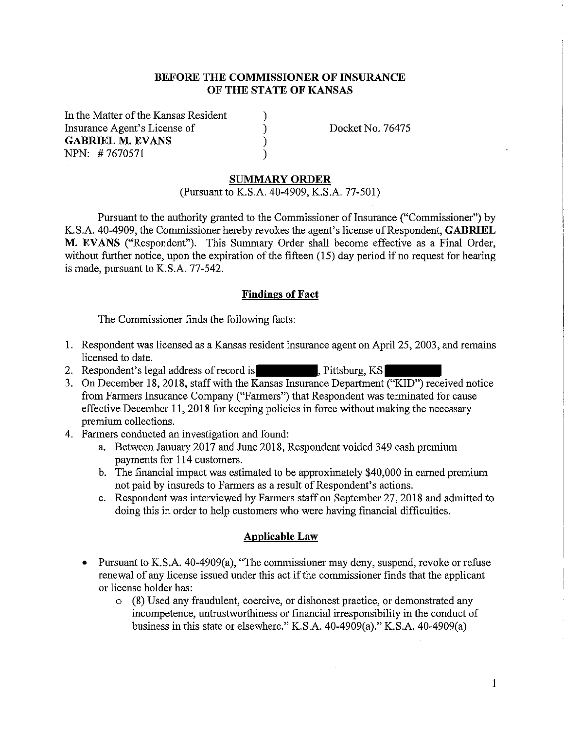**BEFORE THE COMMISSIONER OF INSURANCE**
**OF THE STATE OF KANSAS**

In the Matter of the Kansas Resident )
Insurance Agent's License of ) Docket No. 76475
**GABRIEL M. EVANS** )
NPN: # 7670571 )

## SUMMARY ORDER

(Pursuant to K.S.A. 40-4909, K.S.A. 77-501)

Pursuant to the authority granted to the Commissioner of Insurance ("Commissioner") by K.S.A. 40-4909, the Commissioner hereby revokes the agent's license of Respondent, **GABRIEL M. EVANS** ("Respondent"). This Summary Order shall become effective as a Final Order, without further notice, upon the expiration of the fifteen (15) day period if no request for hearing is made, pursuant to K.S.A. 77-542.

### Findings of Fact

The Commissioner finds the following facts:

1. Respondent was licensed as a Kansas resident insurance agent on April 25, 2003, and remains licensed to date.
2. Respondent's legal address of record is [REDACTED], Pittsburg, KS [REDACTED]
3. On December 18, 2018, staff with the Kansas Insurance Department ("KID") received notice from Farmers Insurance Company ("Farmers") that Respondent was terminated for cause effective December 11, 2018 for keeping policies in force without making the necessary premium collections.
4. Farmers conducted an investigation and found:
   a. Between January 2017 and June 2018, Respondent voided 349 cash premium payments for 114 customers.
   b. The financial impact was estimated to be approximately $40,000 in earned premium not paid by insureds to Farmers as a result of Respondent's actions.
   c. Respondent was interviewed by Farmers staff on September 27, 2018 and admitted to doing this in order to help customers who were having financial difficulties.

### Applicable Law

- Pursuant to K.S.A. 40-4909(a), "The commissioner may deny, suspend, revoke or refuse renewal of any license issued under this act if the commissioner finds that the applicant or license holder has:
  - (8) Used any fraudulent, coercive, or dishonest practice, or demonstrated any incompetence, untrustworthiness or financial irresponsibility in the conduct of business in this state or elsewhere." K.S.A. 40-4909(a)." K.S.A. 40-4909(a)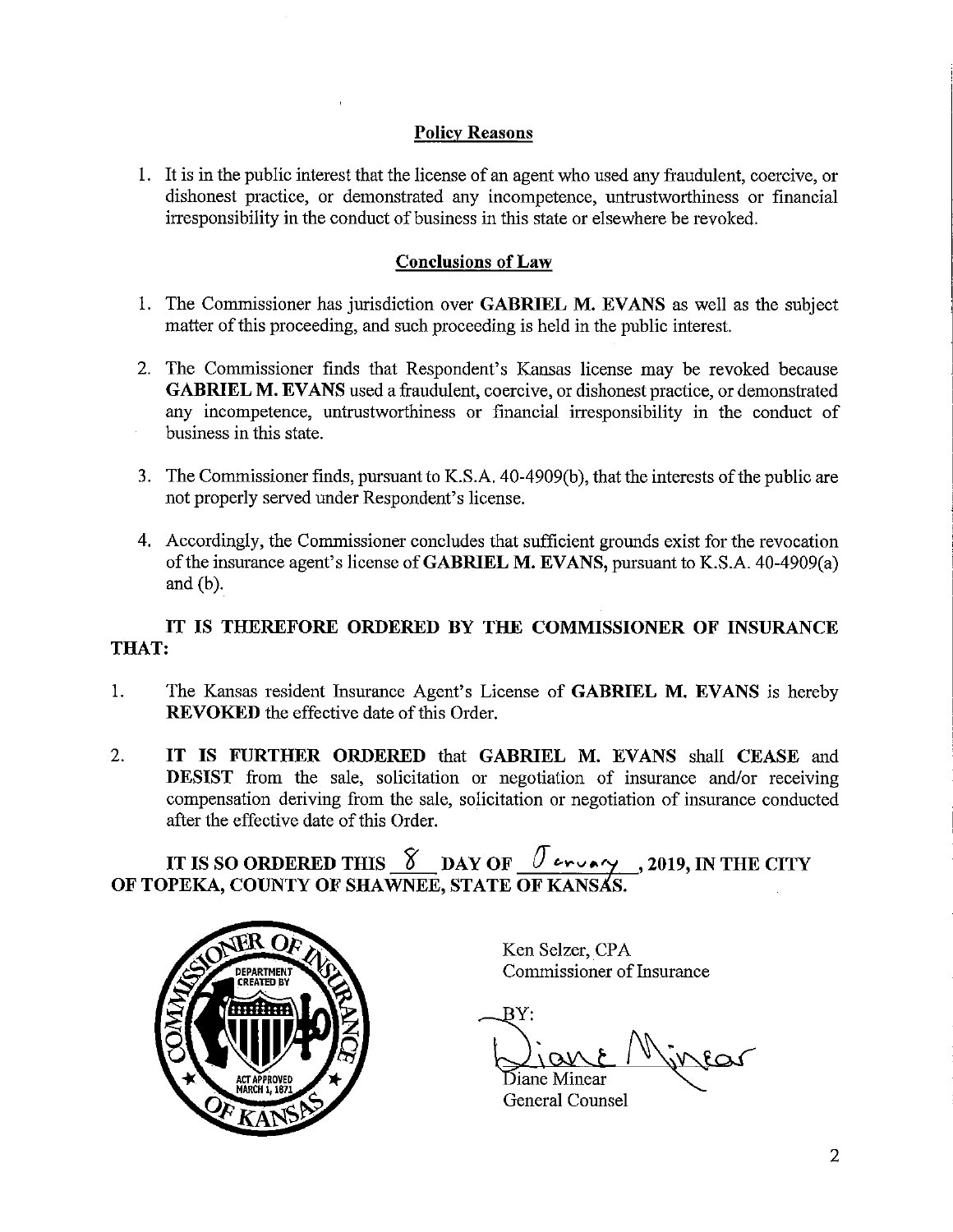## Policy Reasons

1. It is in the public interest that the license of an agent who used any fraudulent, coercive, or dishonest practice, or demonstrated any incompetence, untrustworthiness or financial irresponsibility in the conduct of business in this state or elsewhere be revoked.

## Conclusions of Law

1. The Commissioner has jurisdiction over **GABRIEL M. EVANS** as well as the subject matter of this proceeding, and such proceeding is held in the public interest.

2. The Commissioner finds that Respondent's Kansas license may be revoked because **GABRIEL M. EVANS** used a fraudulent, coercive, or dishonest practice, or demonstrated any incompetence, untrustworthiness or financial irresponsibility in the conduct of business in this state.

3. The Commissioner finds, pursuant to K.S.A. 40-4909(b), that the interests of the public are not properly served under Respondent's license.

4. Accordingly, the Commissioner concludes that sufficient grounds exist for the revocation of the insurance agent's license of **GABRIEL M. EVANS,** pursuant to K.S.A. 40-4909(a) and (b).

**IT IS THEREFORE ORDERED BY THE COMMISSIONER OF INSURANCE THAT:**

1. The Kansas resident Insurance Agent's License of **GABRIEL M. EVANS** is hereby **REVOKED** the effective date of this Order.

2. **IT IS FURTHER ORDERED** that **GABRIEL M. EVANS** shall **CEASE** and **DESIST** from the sale, solicitation or negotiation of insurance and/or receiving compensation deriving from the sale, solicitation or negotiation of insurance conducted after the effective date of this Order.

**IT IS SO ORDERED THIS 8 DAY OF January, 2019, IN THE CITY OF TOPEKA, COUNTY OF SHAWNEE, STATE OF KANSAS.**

Ken Selzer, CPA
Commissioner of Insurance

BY:

Diane Minear
General Counsel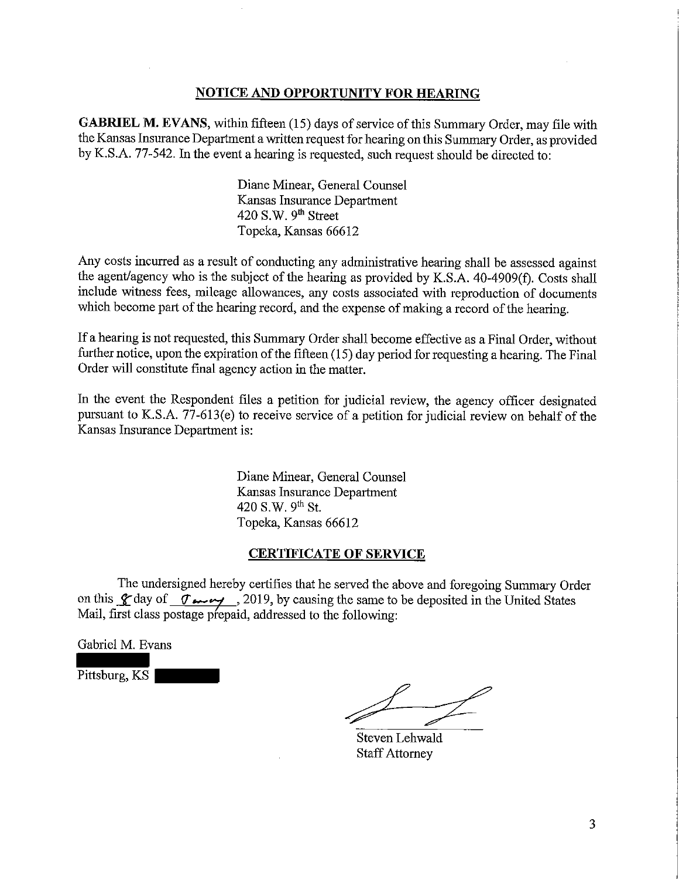## NOTICE AND OPPORTUNITY FOR HEARING

**GABRIEL M. EVANS**, within fifteen (15) days of service of this Summary Order, may file with the Kansas Insurance Department a written request for hearing on this Summary Order, as provided by K.S.A. 77-542. In the event a hearing is requested, such request should be directed to:

Diane Minear, General Counsel
Kansas Insurance Department
420 S.W. 9th Street
Topeka, Kansas 66612

Any costs incurred as a result of conducting any administrative hearing shall be assessed against the agent/agency who is the subject of the hearing as provided by K.S.A. 40-4909(f). Costs shall include witness fees, mileage allowances, any costs associated with reproduction of documents which become part of the hearing record, and the expense of making a record of the hearing.

If a hearing is not requested, this Summary Order shall become effective as a Final Order, without further notice, upon the expiration of the fifteen (15) day period for requesting a hearing. The Final Order will constitute final agency action in the matter.

In the event the Respondent files a petition for judicial review, the agency officer designated pursuant to K.S.A. 77-613(e) to receive service of a petition for judicial review on behalf of the Kansas Insurance Department is:

Diane Minear, General Counsel
Kansas Insurance Department
420 S.W. 9th St.
Topeka, Kansas 66612

## CERTIFICATE OF SERVICE

The undersigned hereby certifies that he served the above and foregoing Summary Order on this 8 day of January, 2019, by causing the same to be deposited in the United States Mail, first class postage prepaid, addressed to the following:

Gabriel M. Evans
█████
Pittsburg, KS █████

Steven Lehwald
Staff Attorney